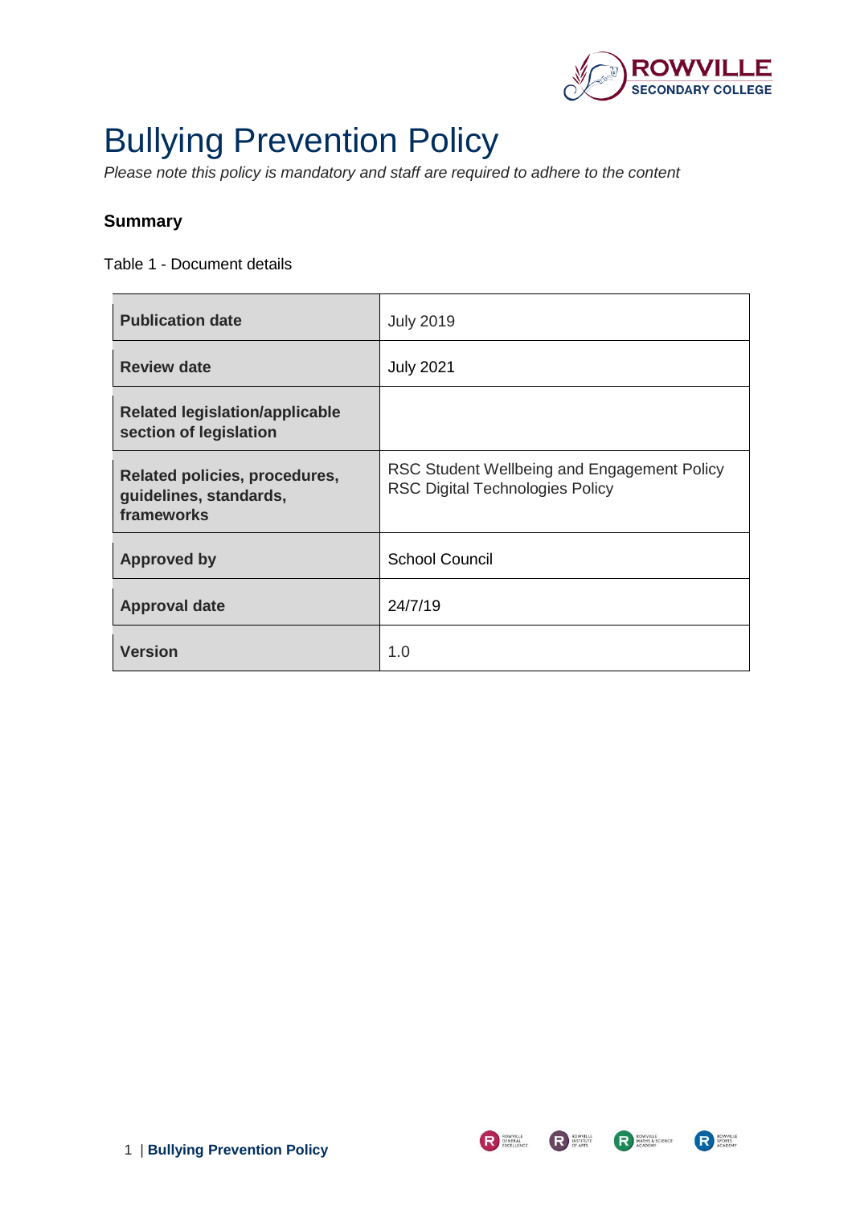# Bullying Prevention Policy

*Please note this policy is mandatory and staff are required to adhere to the content*

### Summary

Table 1 - Document details

| | |
|---|---|
| **Publication date** | July 2019 |
| **Review date** | July 2021 |
| **Related legislation/applicable section of legislation** | |
| **Related policies, procedures, guidelines, standards, frameworks** | RSC Student Wellbeing and Engagement Policy<br>RSC Digital Technologies Policy |
| **Approved by** | School Council |
| **Approval date** | 24/7/19 |
| **Version** | 1.0 |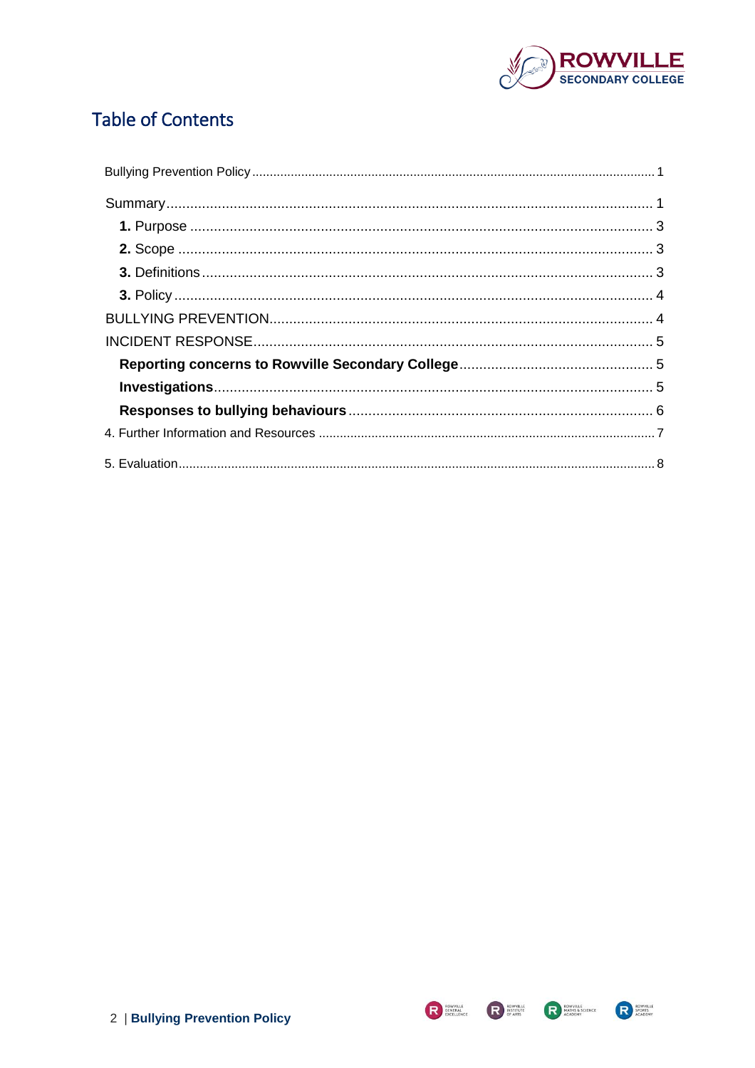# Table of Contents

Bullying Prevention Policy ........ 1

Summary ........ 1

- **1.** Purpose ........ 3
- **2.** Scope ........ 3
- **3.** Definitions ........ 3
- **3.** Policy ........ 4

BULLYING PREVENTION ........ 4

INCIDENT RESPONSE ........ 5

- **Reporting concerns to Rowville Secondary College** ........ 5
- **Investigations** ........ 5
- **Responses to bullying behaviours** ........ 6

4. Further Information and Resources ........ 7

5. Evaluation ........ 8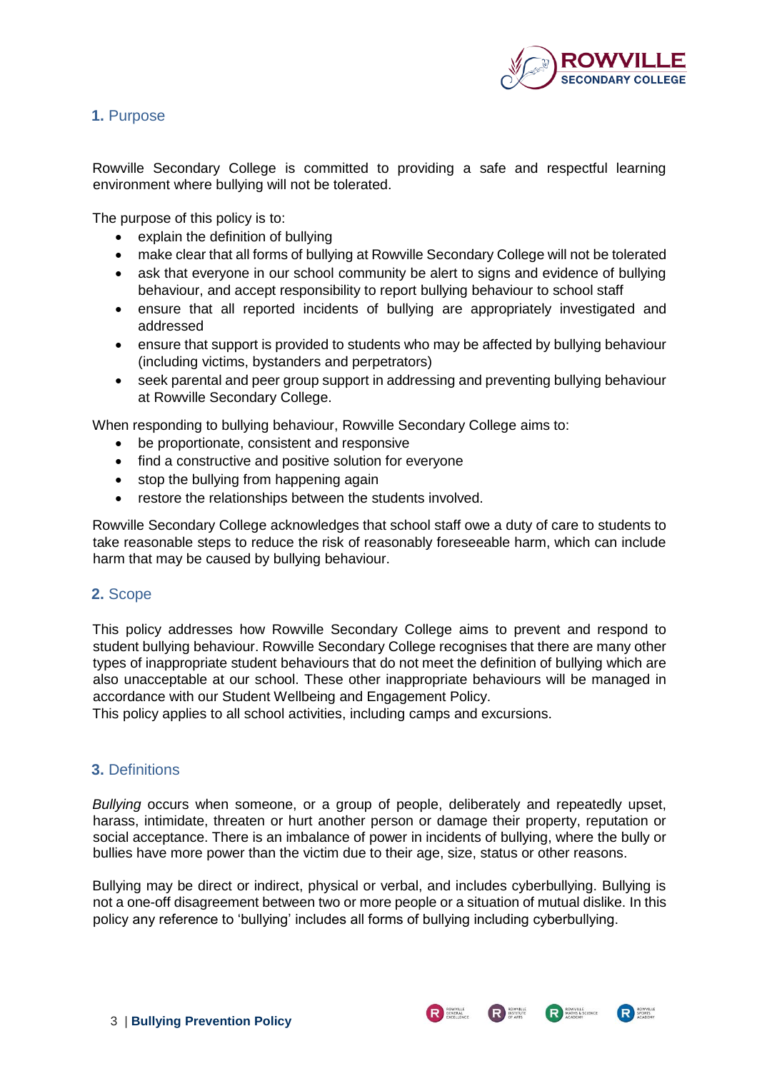## 1. Purpose

Rowville Secondary College is committed to providing a safe and respectful learning environment where bullying will not be tolerated.

The purpose of this policy is to:

- explain the definition of bullying
- make clear that all forms of bullying at Rowville Secondary College will not be tolerated
- ask that everyone in our school community be alert to signs and evidence of bullying behaviour, and accept responsibility to report bullying behaviour to school staff
- ensure that all reported incidents of bullying are appropriately investigated and addressed
- ensure that support is provided to students who may be affected by bullying behaviour (including victims, bystanders and perpetrators)
- seek parental and peer group support in addressing and preventing bullying behaviour at Rowville Secondary College.

When responding to bullying behaviour, Rowville Secondary College aims to:

- be proportionate, consistent and responsive
- find a constructive and positive solution for everyone
- stop the bullying from happening again
- restore the relationships between the students involved.

Rowville Secondary College acknowledges that school staff owe a duty of care to students to take reasonable steps to reduce the risk of reasonably foreseeable harm, which can include harm that may be caused by bullying behaviour.

## 2. Scope

This policy addresses how Rowville Secondary College aims to prevent and respond to student bullying behaviour. Rowville Secondary College recognises that there are many other types of inappropriate student behaviours that do not meet the definition of bullying which are also unacceptable at our school. These other inappropriate behaviours will be managed in accordance with our Student Wellbeing and Engagement Policy.
This policy applies to all school activities, including camps and excursions.

## 3. Definitions

*Bullying* occurs when someone, or a group of people, deliberately and repeatedly upset, harass, intimidate, threaten or hurt another person or damage their property, reputation or social acceptance. There is an imbalance of power in incidents of bullying, where the bully or bullies have more power than the victim due to their age, size, status or other reasons.

Bullying may be direct or indirect, physical or verbal, and includes cyberbullying. Bullying is not a one-off disagreement between two or more people or a situation of mutual dislike. In this policy any reference to 'bullying' includes all forms of bullying including cyberbullying.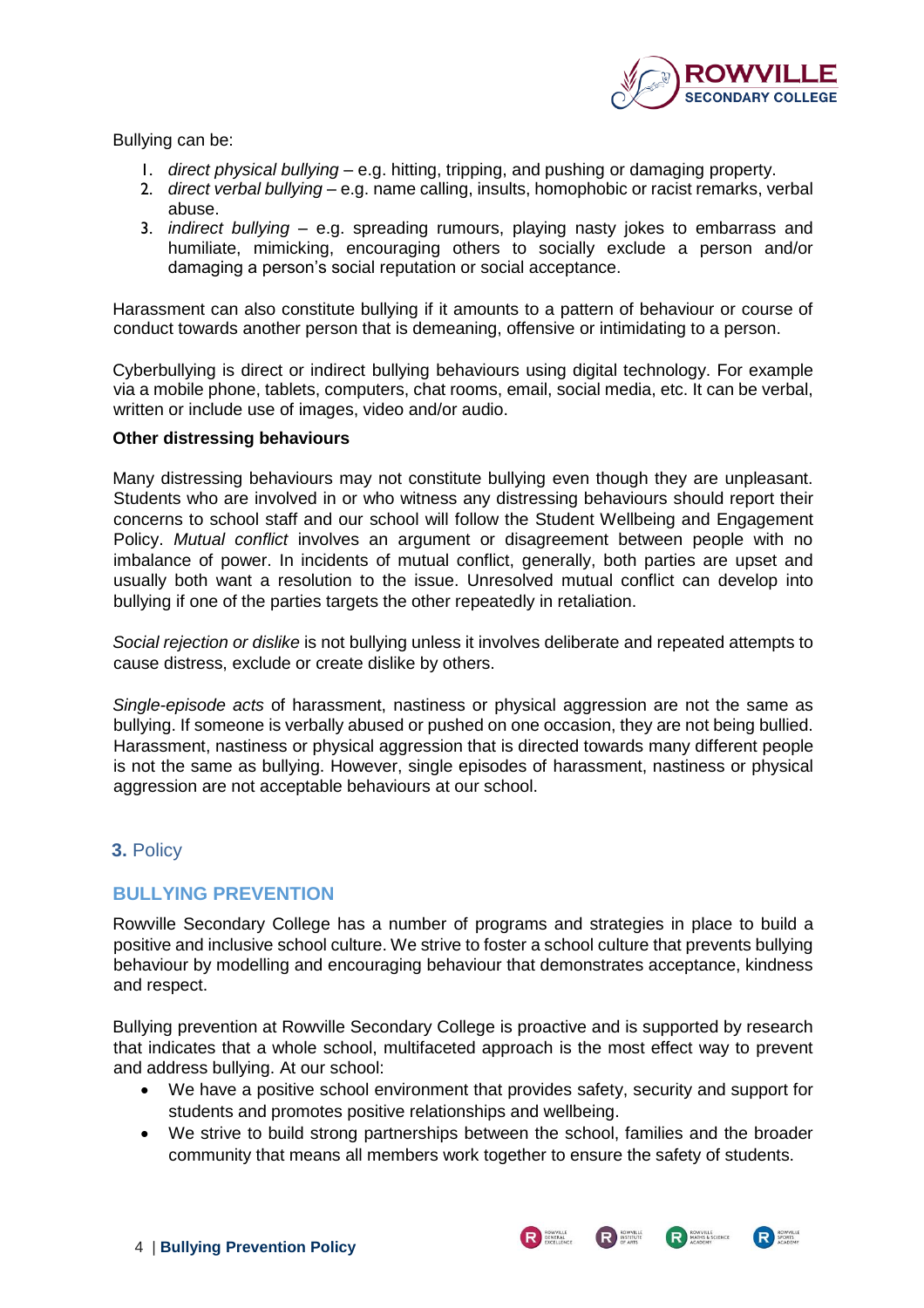Bullying can be:

1. *direct physical bullying* – e.g. hitting, tripping, and pushing or damaging property.
2. *direct verbal bullying* – e.g. name calling, insults, homophobic or racist remarks, verbal abuse.
3. *indirect bullying* – e.g. spreading rumours, playing nasty jokes to embarrass and humiliate, mimicking, encouraging others to socially exclude a person and/or damaging a person's social reputation or social acceptance.

Harassment can also constitute bullying if it amounts to a pattern of behaviour or course of conduct towards another person that is demeaning, offensive or intimidating to a person.

Cyberbullying is direct or indirect bullying behaviours using digital technology. For example via a mobile phone, tablets, computers, chat rooms, email, social media, etc. It can be verbal, written or include use of images, video and/or audio.

**Other distressing behaviours**

Many distressing behaviours may not constitute bullying even though they are unpleasant. Students who are involved in or who witness any distressing behaviours should report their concerns to school staff and our school will follow the Student Wellbeing and Engagement Policy. *Mutual conflict* involves an argument or disagreement between people with no imbalance of power. In incidents of mutual conflict, generally, both parties are upset and usually both want a resolution to the issue. Unresolved mutual conflict can develop into bullying if one of the parties targets the other repeatedly in retaliation.

*Social rejection or dislike* is not bullying unless it involves deliberate and repeated attempts to cause distress, exclude or create dislike by others.

*Single-episode acts* of harassment, nastiness or physical aggression are not the same as bullying. If someone is verbally abused or pushed on one occasion, they are not being bullied. Harassment, nastiness or physical aggression that is directed towards many different people is not the same as bullying. However, single episodes of harassment, nastiness or physical aggression are not acceptable behaviours at our school.

## **3.** Policy

### BULLYING PREVENTION

Rowville Secondary College has a number of programs and strategies in place to build a positive and inclusive school culture. We strive to foster a school culture that prevents bullying behaviour by modelling and encouraging behaviour that demonstrates acceptance, kindness and respect.

Bullying prevention at Rowville Secondary College is proactive and is supported by research that indicates that a whole school, multifaceted approach is the most effect way to prevent and address bullying. At our school:

- We have a positive school environment that provides safety, security and support for students and promotes positive relationships and wellbeing.
- We strive to build strong partnerships between the school, families and the broader community that means all members work together to ensure the safety of students.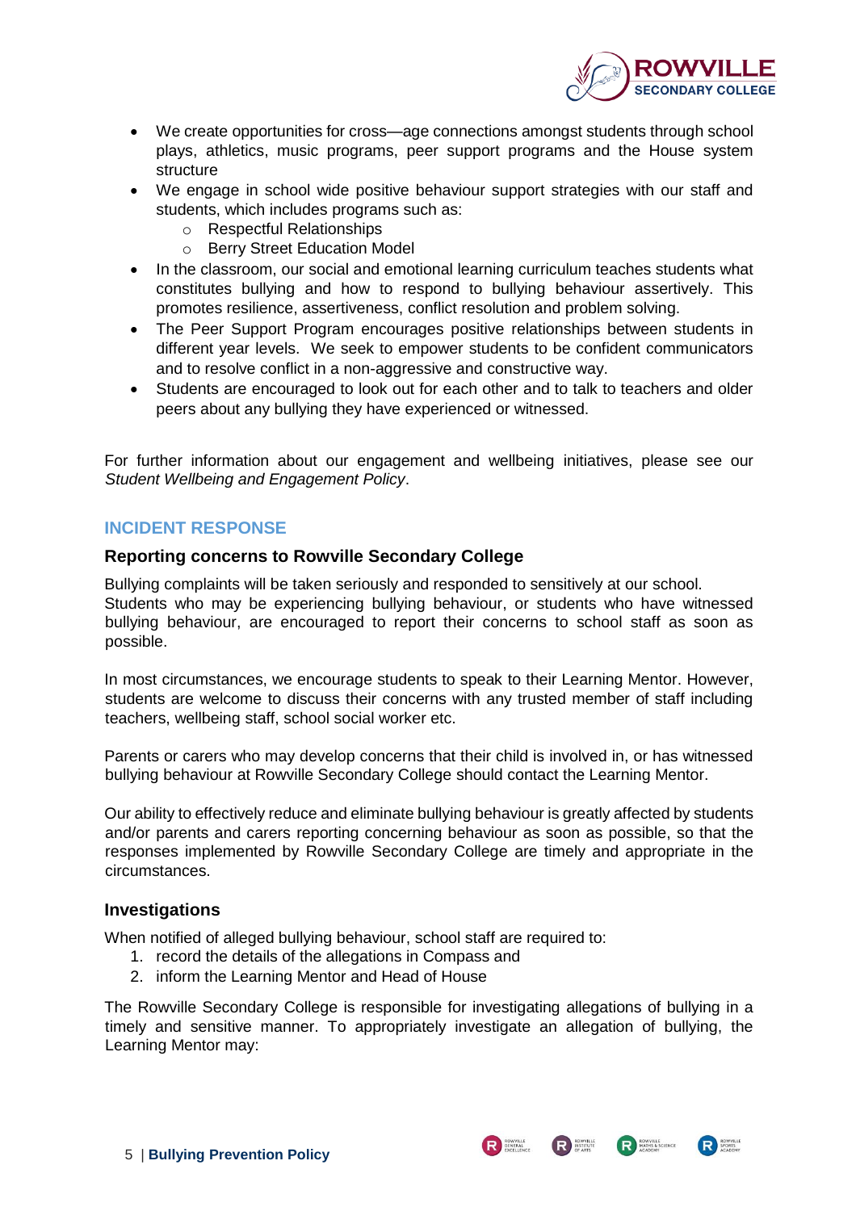- We create opportunities for cross—age connections amongst students through school plays, athletics, music programs, peer support programs and the House system structure
- We engage in school wide positive behaviour support strategies with our staff and students, which includes programs such as:
  - Respectful Relationships
  - Berry Street Education Model
- In the classroom, our social and emotional learning curriculum teaches students what constitutes bullying and how to respond to bullying behaviour assertively. This promotes resilience, assertiveness, conflict resolution and problem solving.
- The Peer Support Program encourages positive relationships between students in different year levels. We seek to empower students to be confident communicators and to resolve conflict in a non-aggressive and constructive way.
- Students are encouraged to look out for each other and to talk to teachers and older peers about any bullying they have experienced or witnessed.

For further information about our engagement and wellbeing initiatives, please see our *Student Wellbeing and Engagement Policy*.

## INCIDENT RESPONSE

### Reporting concerns to Rowville Secondary College

Bullying complaints will be taken seriously and responded to sensitively at our school.
Students who may be experiencing bullying behaviour, or students who have witnessed bullying behaviour, are encouraged to report their concerns to school staff as soon as possible.

In most circumstances, we encourage students to speak to their Learning Mentor. However, students are welcome to discuss their concerns with any trusted member of staff including teachers, wellbeing staff, school social worker etc.

Parents or carers who may develop concerns that their child is involved in, or has witnessed bullying behaviour at Rowville Secondary College should contact the Learning Mentor.

Our ability to effectively reduce and eliminate bullying behaviour is greatly affected by students and/or parents and carers reporting concerning behaviour as soon as possible, so that the responses implemented by Rowville Secondary College are timely and appropriate in the circumstances.

### Investigations

When notified of alleged bullying behaviour, school staff are required to:

1. record the details of the allegations in Compass and
2. inform the Learning Mentor and Head of House

The Rowville Secondary College is responsible for investigating allegations of bullying in a timely and sensitive manner. To appropriately investigate an allegation of bullying, the Learning Mentor may: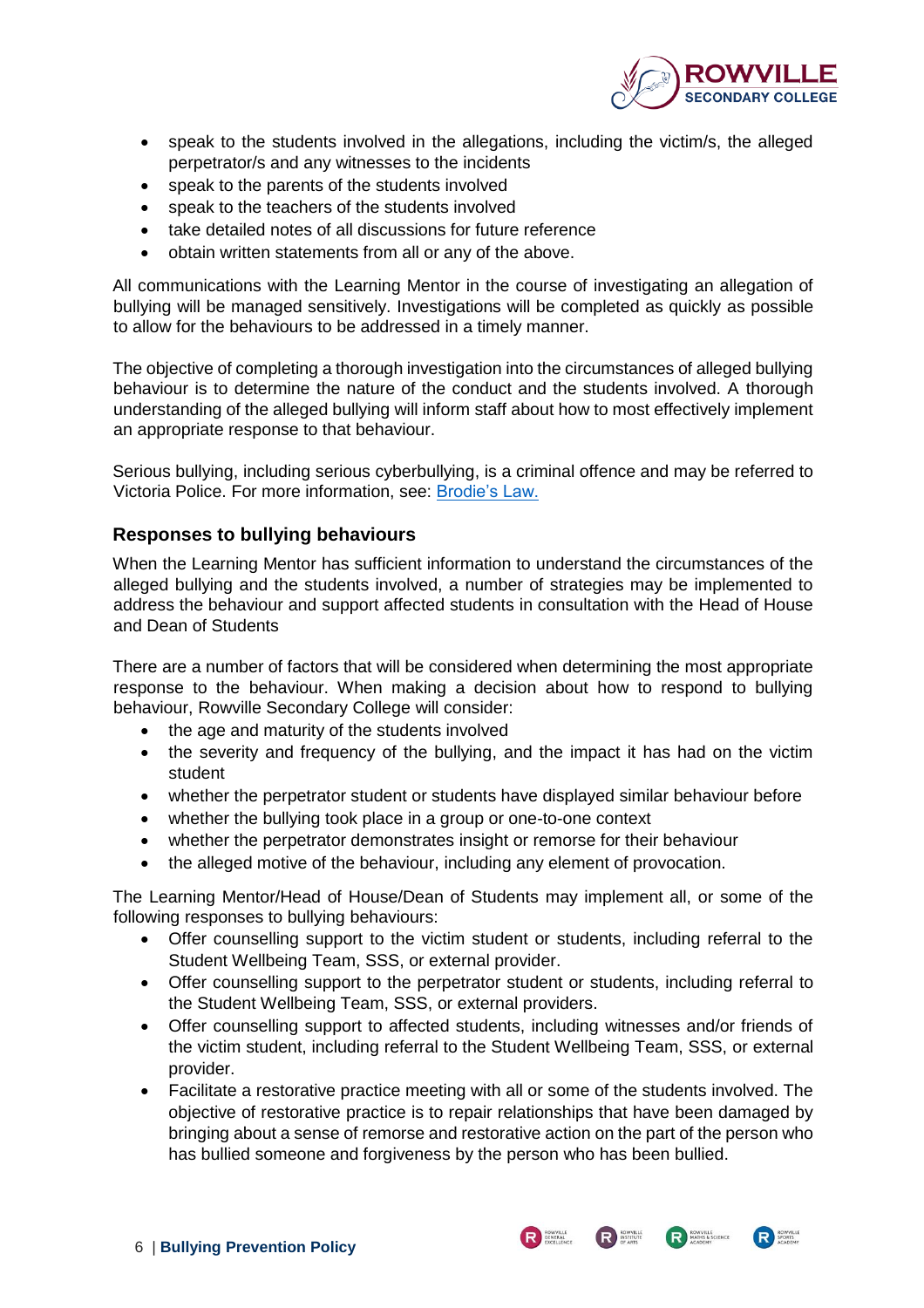- speak to the students involved in the allegations, including the victim/s, the alleged perpetrator/s and any witnesses to the incidents
- speak to the parents of the students involved
- speak to the teachers of the students involved
- take detailed notes of all discussions for future reference
- obtain written statements from all or any of the above.

All communications with the Learning Mentor in the course of investigating an allegation of bullying will be managed sensitively. Investigations will be completed as quickly as possible to allow for the behaviours to be addressed in a timely manner.

The objective of completing a thorough investigation into the circumstances of alleged bullying behaviour is to determine the nature of the conduct and the students involved. A thorough understanding of the alleged bullying will inform staff about how to most effectively implement an appropriate response to that behaviour.

Serious bullying, including serious cyberbullying, is a criminal offence and may be referred to Victoria Police. For more information, see: Brodie's Law.

### Responses to bullying behaviours

When the Learning Mentor has sufficient information to understand the circumstances of the alleged bullying and the students involved, a number of strategies may be implemented to address the behaviour and support affected students in consultation with the Head of House and Dean of Students

There are a number of factors that will be considered when determining the most appropriate response to the behaviour. When making a decision about how to respond to bullying behaviour, Rowville Secondary College will consider:

- the age and maturity of the students involved
- the severity and frequency of the bullying, and the impact it has had on the victim student
- whether the perpetrator student or students have displayed similar behaviour before
- whether the bullying took place in a group or one-to-one context
- whether the perpetrator demonstrates insight or remorse for their behaviour
- the alleged motive of the behaviour, including any element of provocation.

The Learning Mentor/Head of House/Dean of Students may implement all, or some of the following responses to bullying behaviours:

- Offer counselling support to the victim student or students, including referral to the Student Wellbeing Team, SSS, or external provider.
- Offer counselling support to the perpetrator student or students, including referral to the Student Wellbeing Team, SSS, or external providers.
- Offer counselling support to affected students, including witnesses and/or friends of the victim student, including referral to the Student Wellbeing Team, SSS, or external provider.
- Facilitate a restorative practice meeting with all or some of the students involved. The objective of restorative practice is to repair relationships that have been damaged by bringing about a sense of remorse and restorative action on the part of the person who has bullied someone and forgiveness by the person who has been bullied.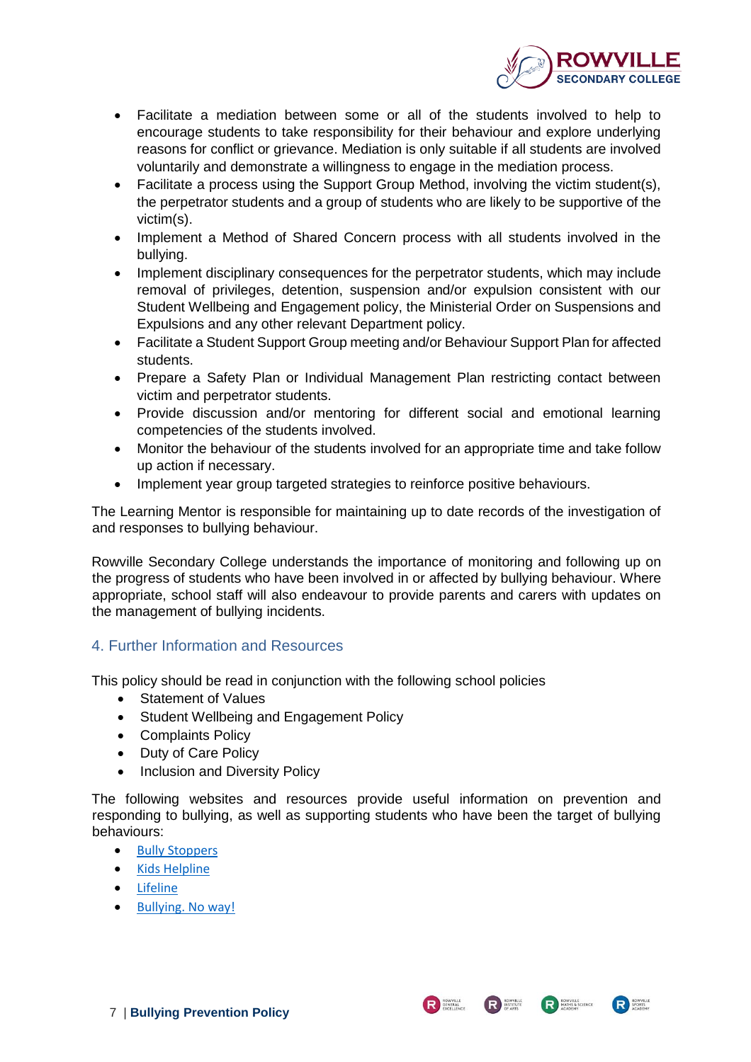- Facilitate a mediation between some or all of the students involved to help to encourage students to take responsibility for their behaviour and explore underlying reasons for conflict or grievance. Mediation is only suitable if all students are involved voluntarily and demonstrate a willingness to engage in the mediation process.
- Facilitate a process using the Support Group Method, involving the victim student(s), the perpetrator students and a group of students who are likely to be supportive of the victim(s).
- Implement a Method of Shared Concern process with all students involved in the bullying.
- Implement disciplinary consequences for the perpetrator students, which may include removal of privileges, detention, suspension and/or expulsion consistent with our Student Wellbeing and Engagement policy, the Ministerial Order on Suspensions and Expulsions and any other relevant Department policy.
- Facilitate a Student Support Group meeting and/or Behaviour Support Plan for affected students.
- Prepare a Safety Plan or Individual Management Plan restricting contact between victim and perpetrator students.
- Provide discussion and/or mentoring for different social and emotional learning competencies of the students involved.
- Monitor the behaviour of the students involved for an appropriate time and take follow up action if necessary.
- Implement year group targeted strategies to reinforce positive behaviours.

The Learning Mentor is responsible for maintaining up to date records of the investigation of and responses to bullying behaviour.

Rowville Secondary College understands the importance of monitoring and following up on the progress of students who have been involved in or affected by bullying behaviour. Where appropriate, school staff will also endeavour to provide parents and carers with updates on the management of bullying incidents.

## 4. Further Information and Resources

This policy should be read in conjunction with the following school policies

- Statement of Values
- Student Wellbeing and Engagement Policy
- Complaints Policy
- Duty of Care Policy
- Inclusion and Diversity Policy

The following websites and resources provide useful information on prevention and responding to bullying, as well as supporting students who have been the target of bullying behaviours:

- Bully Stoppers
- Kids Helpline
- Lifeline
- Bullying. No way!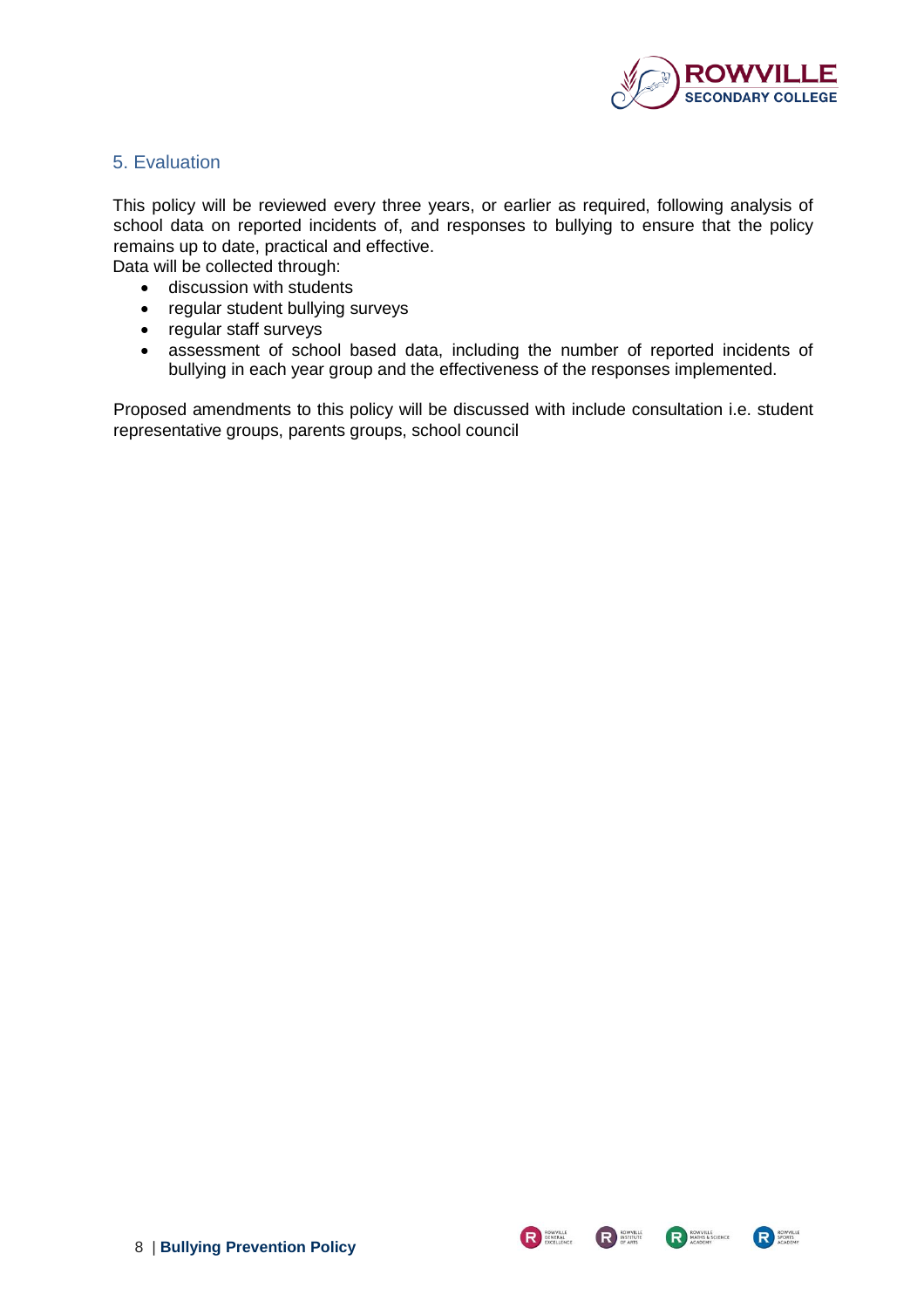## 5. Evaluation

This policy will be reviewed every three years, or earlier as required, following analysis of school data on reported incidents of, and responses to bullying to ensure that the policy remains up to date, practical and effective.
Data will be collected through:

- discussion with students
- regular student bullying surveys
- regular staff surveys
- assessment of school based data, including the number of reported incidents of bullying in each year group and the effectiveness of the responses implemented.

Proposed amendments to this policy will be discussed with include consultation i.e. student representative groups, parents groups, school council